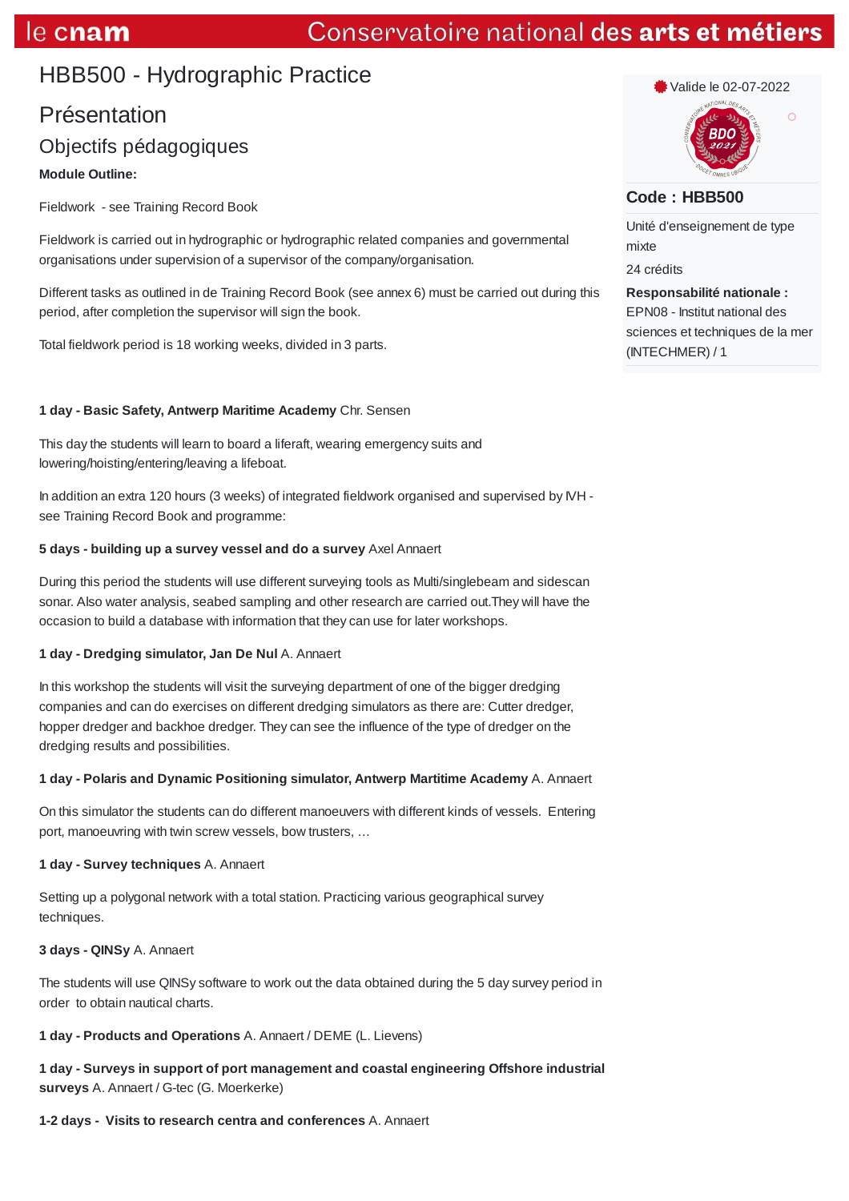# HBB500 - Hydrographic Practice

## Présentation

### Objectifs pédagogiques

**Module Outline:**

Fieldwork - see Training Record Book

Fieldwork is carried out in hydrographic or hydrographic related companies and governmental organisations under supervision of a supervisor of the company/organisation.

Different tasks as outlined in de Training Record Book (see annex 6) must be carried out during this period, after completion the supervisor will sign the book.

Total fieldwork period is 18 working weeks, divided in 3 parts.

**1 day - Basic Safety, Antwerp Maritime Academy** Chr. Sensen

This day the students will learn to board a liferaft, wearing emergency suits and lowering/hoisting/entering/leaving a lifeboat.

In addition an extra 120 hours (3 weeks) of integrated fieldwork organised and supervised by IVH - see Training Record Book and programme:

**5 days - building up a survey vessel and do a survey** Axel Annaert

During this period the students will use different surveying tools as Multi/singlebeam and sidescan sonar. Also water analysis, seabed sampling and other research are carried out.They will have the occasion to build a database with information that they can use for later workshops.

**1 day - Dredging simulator, Jan De Nul** A. Annaert

In this workshop the students will visit the surveying department of one of the bigger dredging companies and can do exercises on different dredging simulators as there are: Cutter dredger, hopper dredger and backhoe dredger. They can see the influence of the type of dredger on the dredging results and possibilities.

**1 day - Polaris and Dynamic Positioning simulator, Antwerp Martitime Academy** A. Annaert

On this simulator the students can do different manoeuvers with different kinds of vessels. Entering port, manoeuvring with twin screw vessels, bow trusters, …

**1 day - Survey techniques** A. Annaert

Setting up a polygonal network with a total station. Practicing various geographical survey techniques.

**3 days - QINSy** A. Annaert

The students will use QINSy software to work out the data obtained during the 5 day survey period in order to obtain nautical charts.

**1 day - Products and Operations** A. Annaert / DEME (L. Lievens)

**1 day - Surveys in support of port management and coastal engineering Offshore industrial surveys** A. Annaert / G-tec (G. Moerkerke)

**1-2 days - Visits to research centra and conferences** A. Annaert

Valide le 02-07-2022

**Code : HBB500**

Unité d'enseignement de type mixte

24 crédits

**Responsabilité nationale :**
EPN08 - Institut national des sciences et techniques de la mer (INTECHMER) / 1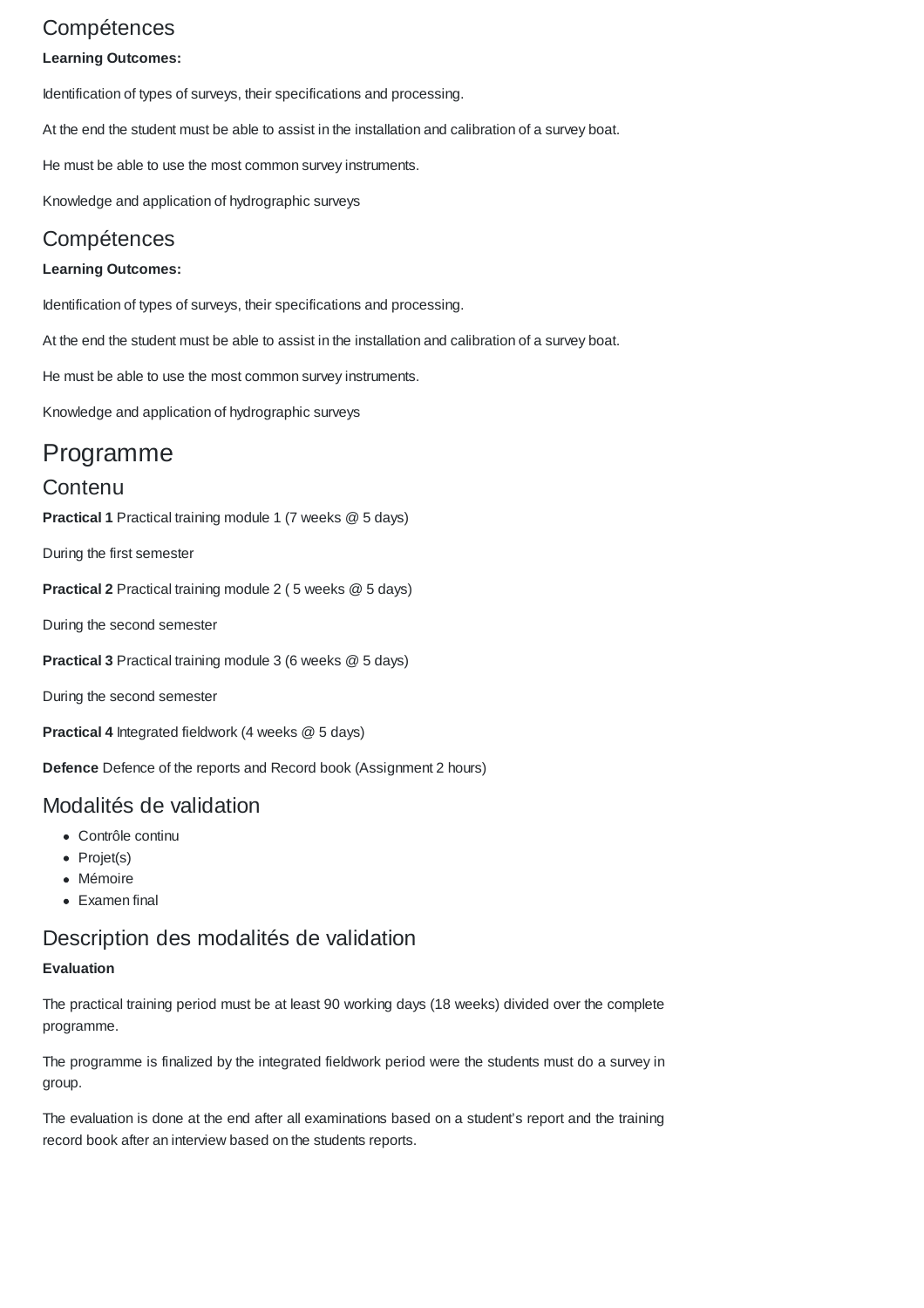## Compétences

**Learning Outcomes:**

Identification of types of surveys, their specifications and processing.

At the end the student must be able to assist in the installation and calibration of a survey boat.

He must be able to use the most common survey instruments.

Knowledge and application of hydrographic surveys

## Compétences

**Learning Outcomes:**

Identification of types of surveys, their specifications and processing.

At the end the student must be able to assist in the installation and calibration of a survey boat.

He must be able to use the most common survey instruments.

Knowledge and application of hydrographic surveys

# Programme

## Contenu

**Practical 1** Practical training module 1 (7 weeks @ 5 days)

During the first semester

**Practical 2** Practical training module 2 ( 5 weeks @ 5 days)

During the second semester

**Practical 3** Practical training module 3 (6 weeks @ 5 days)

During the second semester

**Practical 4** Integrated fieldwork (4 weeks @ 5 days)

**Defence** Defence of the reports and Record book (Assignment 2 hours)

## Modalités de validation

- Contrôle continu
- Projet(s)
- Mémoire
- Examen final

## Description des modalités de validation

**Evaluation**

The practical training period must be at least 90 working days (18 weeks) divided over the complete programme.

The programme is finalized by the integrated fieldwork period were the students must do a survey in group.

The evaluation is done at the end after all examinations based on a student's report and the training record book after an interview based on the students reports.